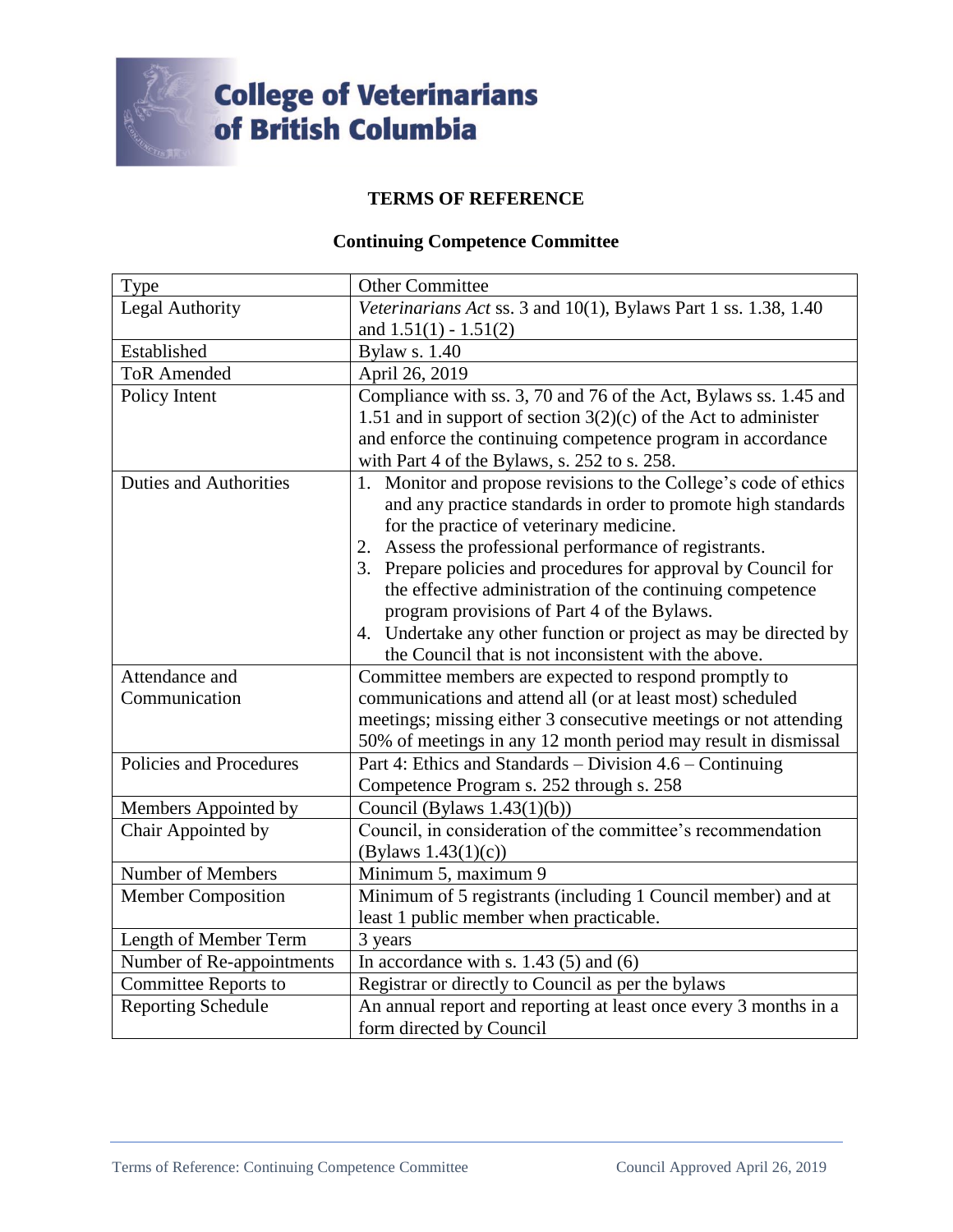# College of Veterinarians of British Columbia

## TERMS OF REFERENCE

### Continuing Competence Committee

| | |
|---|---|
| Type | Other Committee |
| Legal Authority | *Veterinarians Act* ss. 3 and 10(1), Bylaws Part 1 ss. 1.38, 1.40 and 1.51(1) - 1.51(2) |
| Established | Bylaw s. 1.40 |
| ToR Amended | April 26, 2019 |
| Policy Intent | Compliance with ss. 3, 70 and 76 of the Act, Bylaws ss. 1.45 and 1.51 and in support of section 3(2)(c) of the Act to administer and enforce the continuing competence program in accordance with Part 4 of the Bylaws, s. 252 to s. 258. |
| Duties and Authorities | 1. Monitor and propose revisions to the College's code of ethics and any practice standards in order to promote high standards for the practice of veterinary medicine.<br>2. Assess the professional performance of registrants.<br>3. Prepare policies and procedures for approval by Council for the effective administration of the continuing competence program provisions of Part 4 of the Bylaws.<br>4. Undertake any other function or project as may be directed by the Council that is not inconsistent with the above. |
| Attendance and Communication | Committee members are expected to respond promptly to communications and attend all (or at least most) scheduled meetings; missing either 3 consecutive meetings or not attending 50% of meetings in any 12 month period may result in dismissal |
| Policies and Procedures | Part 4: Ethics and Standards – Division 4.6 – Continuing Competence Program s. 252 through s. 258 |
| Members Appointed by | Council (Bylaws 1.43(1)(b)) |
| Chair Appointed by | Council, in consideration of the committee's recommendation (Bylaws 1.43(1)(c)) |
| Number of Members | Minimum 5, maximum 9 |
| Member Composition | Minimum of 5 registrants (including 1 Council member) and at least 1 public member when practicable. |
| Length of Member Term | 3 years |
| Number of Re-appointments | In accordance with s. 1.43 (5) and (6) |
| Committee Reports to | Registrar or directly to Council as per the bylaws |
| Reporting Schedule | An annual report and reporting at least once every 3 months in a form directed by Council |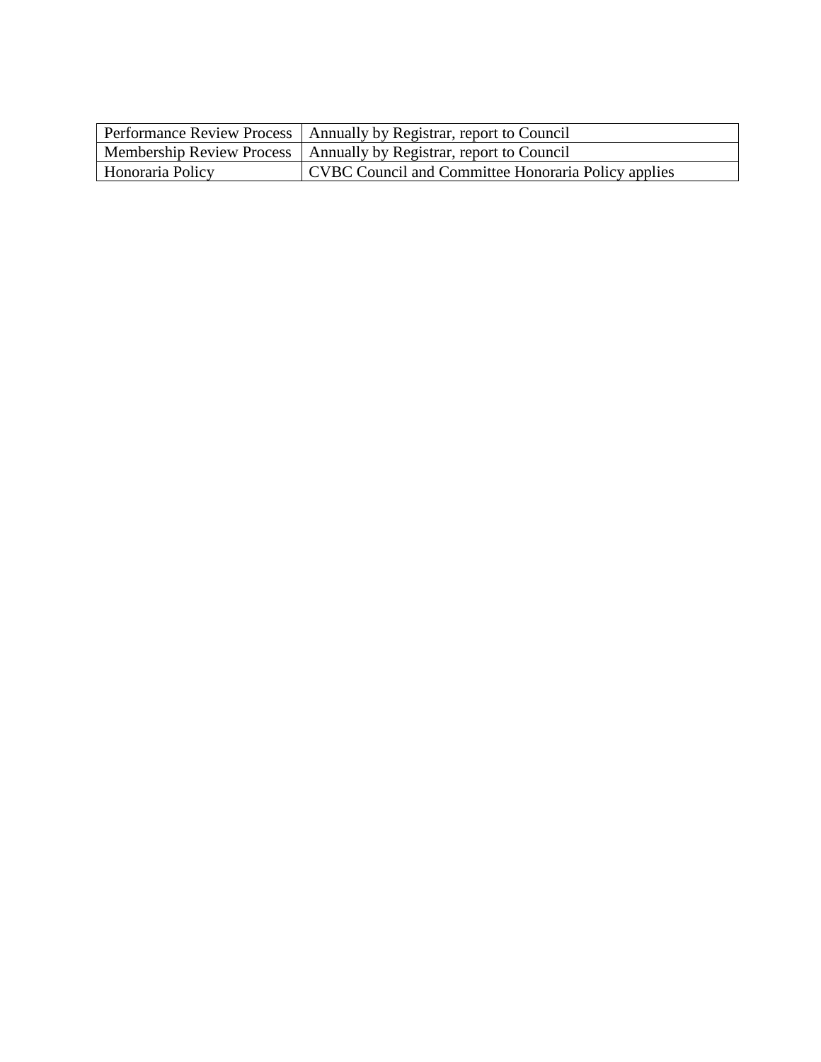| | |
|---|---|
| Performance Review Process | Annually by Registrar, report to Council |
| Membership Review Process | Annually by Registrar, report to Council |
| Honoraria Policy | CVBC Council and Committee Honoraria Policy applies |